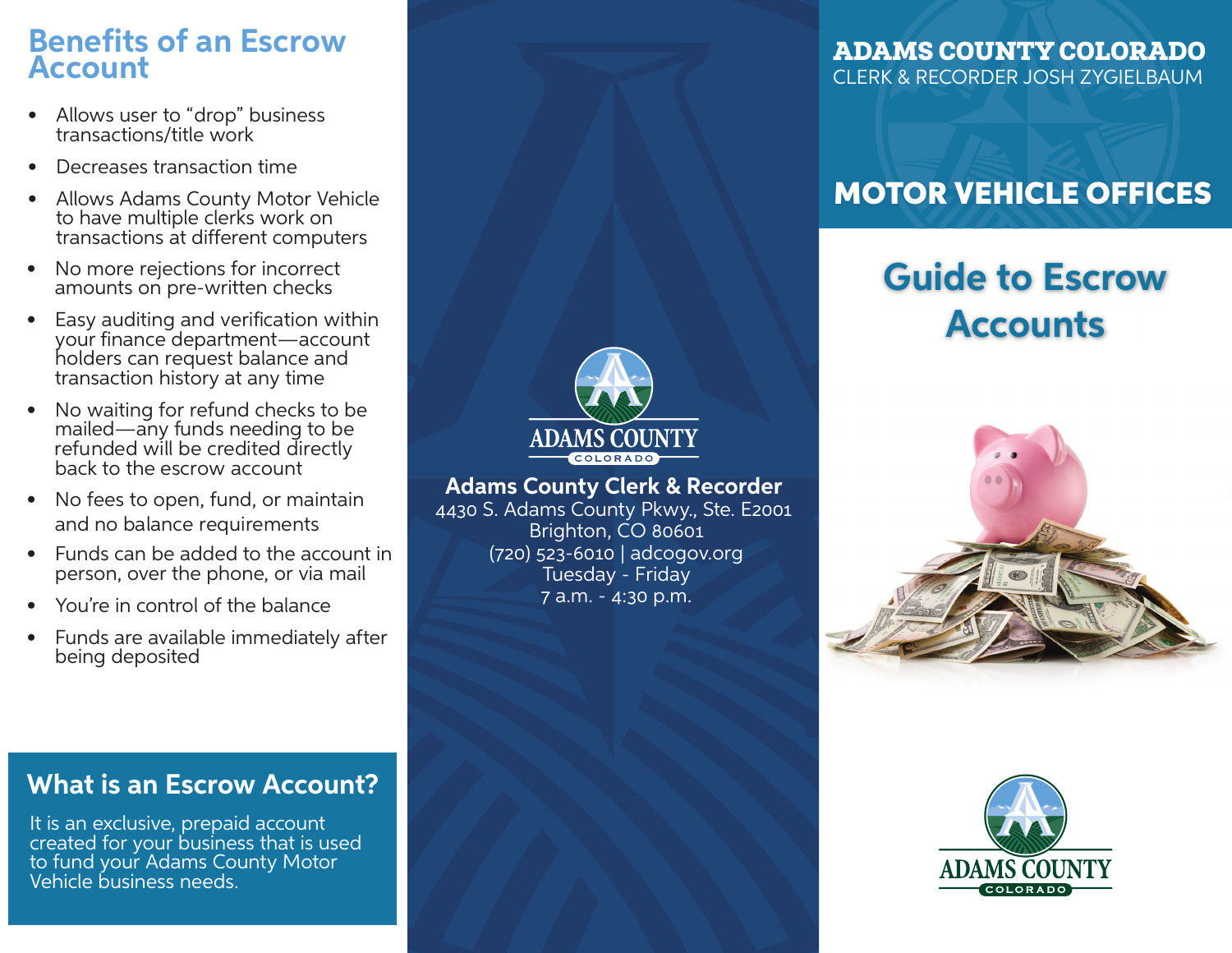## Benefits of an Escrow Account

- Allows user to "drop" business transactions/title work
- Decreases transaction time
- Allows Adams County Motor Vehicle to have multiple clerks work on transactions at different computers
- No more rejections for incorrect amounts on pre-written checks
- Easy auditing and verification within your finance department—account holders can request balance and transaction history at any time
- No waiting for refund checks to be mailed—any funds needing to be refunded will be credited directly back to the escrow account
- No fees to open, fund, or maintain and no balance requirements
- Funds can be added to the account in person, over the phone, or via mail
- You're in control of the balance
- Funds are available immediately after being deposited

## What is an Escrow Account?

It is an exclusive, prepaid account created for your business that is used to fund your Adams County Motor Vehicle business needs.

ADAMS COUNTY
COLORADO

**Adams County Clerk & Recorder**
4430 S. Adams County Pkwy., Ste. E2001
Brighton, CO 80601
(720) 523-6010 | adcogov.org
Tuesday - Friday
7 a.m. - 4:30 p.m.

**ADAMS COUNTY COLORADO**
CLERK & RECORDER JOSH ZYGIELBAUM

# MOTOR VEHICLE OFFICES

# Guide to Escrow Accounts

ADAMS COUNTY
COLORADO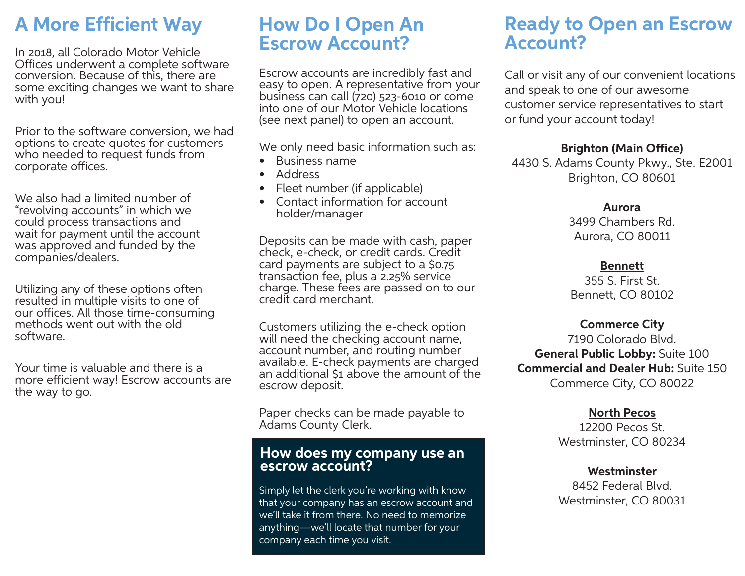## A More Efficient Way

In 2018, all Colorado Motor Vehicle Offices underwent a complete software conversion. Because of this, there are some exciting changes we want to share with you!

Prior to the software conversion, we had options to create quotes for customers who needed to request funds from corporate offices.

We also had a limited number of "revolving accounts" in which we could process transactions and wait for payment until the account was approved and funded by the companies/dealers.

Utilizing any of these options often resulted in multiple visits to one of our offices. All those time-consuming methods went out with the old software.

Your time is valuable and there is a more efficient way! Escrow accounts are the way to go.

## How Do I Open An Escrow Account?

Escrow accounts are incredibly fast and easy to open. A representative from your business can call (720) 523-6010 or come into one of our Motor Vehicle locations (see next panel) to open an account.

We only need basic information such as:

- Business name
- Address
- Fleet number (if applicable)
- Contact information for account holder/manager

Deposits can be made with cash, paper check, e-check, or credit cards. Credit card payments are subject to a $0.75 transaction fee, plus a 2.25% service charge. These fees are passed on to our credit card merchant.

Customers utilizing the e-check option will need the checking account name, account number, and routing number available. E-check payments are charged an additional $1 above the amount of the escrow deposit.

Paper checks can be made payable to Adams County Clerk.

### How does my company use an escrow account?

Simply let the clerk you're working with know that your company has an escrow account and we'll take it from there. No need to memorize anything—we'll locate that number for your company each time you visit.

## Ready to Open an Escrow Account?

Call or visit any of our convenient locations and speak to one of our awesome customer service representatives to start or fund your account today!

**Brighton (Main Office)**
4430 S. Adams County Pkwy., Ste. E2001
Brighton, CO 80601

**Aurora**
3499 Chambers Rd.
Aurora, CO 80011

**Bennett**
355 S. First St.
Bennett, CO 80102

**Commerce City**
7190 Colorado Blvd.
**General Public Lobby:** Suite 100
**Commercial and Dealer Hub:** Suite 150
Commerce City, CO 80022

**North Pecos**
12200 Pecos St.
Westminster, CO 80234

**Westminster**
8452 Federal Blvd.
Westminster, CO 80031